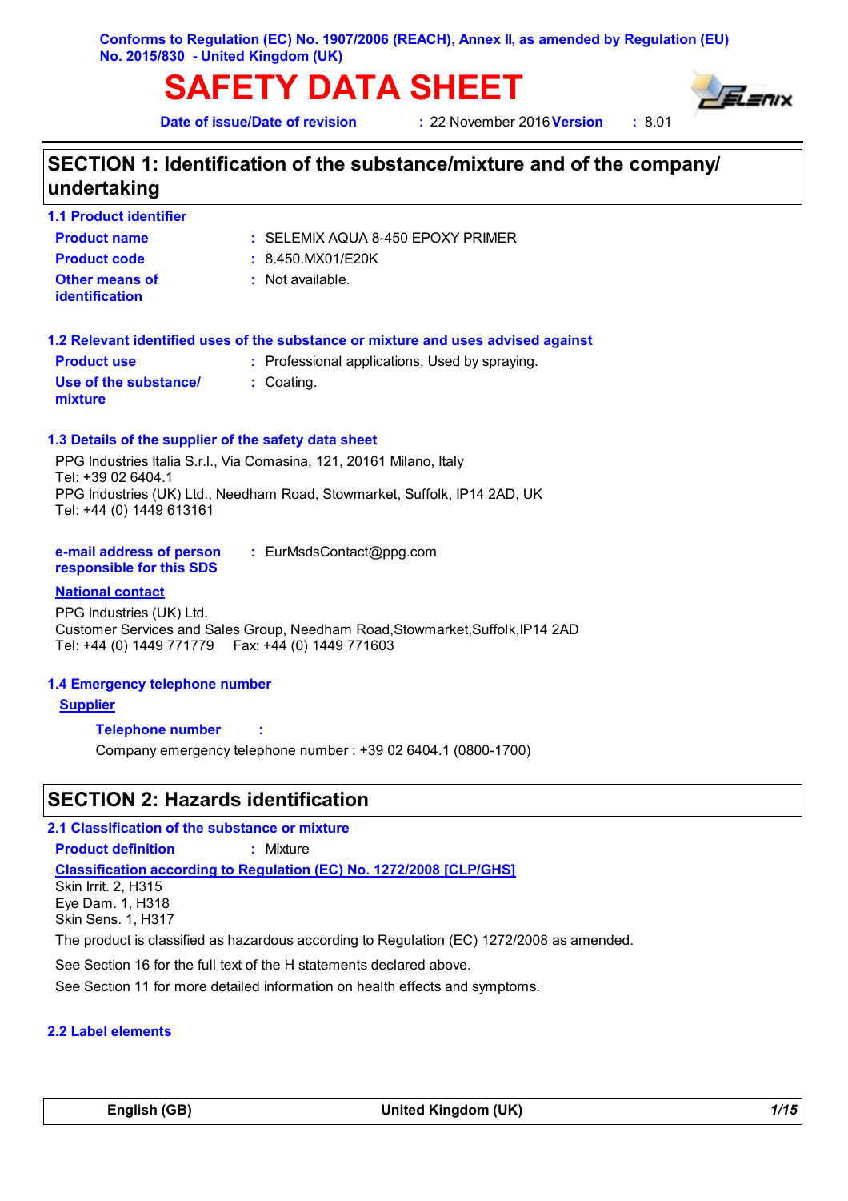**Conforms to Regulation (EC) No. 1907/2006 (REACH), Annex II, as amended by Regulation (EU) No. 2015/830 - United Kingdom (UK)**

# SAFETY DATA SHEET

**Date of issue/Date of revision** : 22 November 2016 **Version** : 8.01

## SECTION 1: Identification of the substance/mixture and of the company/ undertaking

### 1.1 Product identifier

| | |
|---|---|
| **Product name** | : SELEMIX AQUA 8-450 EPOXY PRIMER |
| **Product code** | : 8.450.MX01/E20K |
| **Other means of identification** | : Not available. |

### 1.2 Relevant identified uses of the substance or mixture and uses advised against

| | |
|---|---|
| **Product use** | : Professional applications, Used by spraying. |
| **Use of the substance/ mixture** | : Coating. |

### 1.3 Details of the supplier of the safety data sheet

PPG Industries Italia S.r.l., Via Comasina, 121, 20161 Milano, Italy
Tel: +39 02 6404.1
PPG Industries (UK) Ltd., Needham Road, Stowmarket, Suffolk, IP14 2AD, UK
Tel: +44 (0) 1449 613161

**e-mail address of person responsible for this SDS** : EurMsdsContact@ppg.com

**National contact**

PPG Industries (UK) Ltd.
Customer Services and Sales Group, Needham Road,Stowmarket,Suffolk,IP14 2AD
Tel: +44 (0) 1449 771779 Fax: +44 (0) 1449 771603

### 1.4 Emergency telephone number

**Supplier**

**Telephone number** :

Company emergency telephone number : +39 02 6404.1 (0800-1700)

## SECTION 2: Hazards identification

### 2.1 Classification of the substance or mixture

**Product definition** : Mixture

**Classification according to Regulation (EC) No. 1272/2008 [CLP/GHS]**

Skin Irrit. 2, H315
Eye Dam. 1, H318
Skin Sens. 1, H317

The product is classified as hazardous according to Regulation (EC) 1272/2008 as amended.

See Section 16 for the full text of the H statements declared above.

See Section 11 for more detailed information on health effects and symptoms.

### 2.2 Label elements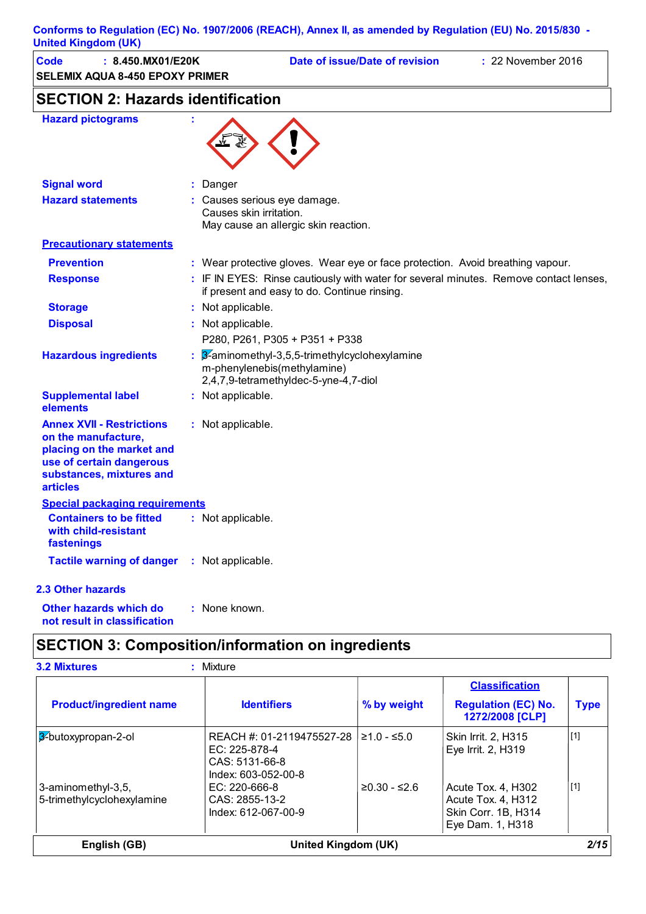Conforms to Regulation (EC) No. 1907/2006 (REACH), Annex II, as amended by Regulation (EU) No. 2015/830 - United Kingdom (UK)

**Code** : 8.450.MX01/E20K
**Date of issue/Date of revision** : 22 November 2016
**SELEMIX AQUA 8-450 EPOXY PRIMER**

## SECTION 2: Hazards identification

**Hazard pictograms** :

**Signal word** : Danger

**Hazard statements** : Causes serious eye damage.
Causes skin irritation.
May cause an allergic skin reaction.

**Precautionary statements**

**Prevention** : Wear protective gloves. Wear eye or face protection. Avoid breathing vapour.

**Response** : IF IN EYES: Rinse cautiously with water for several minutes. Remove contact lenses, if present and easy to do. Continue rinsing.

**Storage** : Not applicable.

**Disposal** : Not applicable.
P280, P261, P305 + P351 + P338

**Hazardous ingredients** : 3-aminomethyl-3,5,5-trimethylcyclohexylamine
m-phenylenebis(methylamine)
2,4,7,9-tetramethyldec-5-yne-4,7-diol

**Supplemental label elements** : Not applicable.

**Annex XVII - Restrictions on the manufacture, placing on the market and use of certain dangerous substances, mixtures and articles** : Not applicable.

**Special packaging requirements**

**Containers to be fitted with child-resistant fastenings** : Not applicable.

**Tactile warning of danger** : Not applicable.

### 2.3 Other hazards

**Other hazards which do not result in classification** : None known.

## SECTION 3: Composition/information on ingredients

**3.2 Mixtures** : Mixture

| Product/ingredient name | Identifiers | % by weight | Classification<br>Regulation (EC) No. 1272/2008 [CLP] | Type |
|---|---|---|---|---|
| 3-butoxypropan-2-ol | REACH #: 01-2119475527-28<br>EC: 225-878-4<br>CAS: 5131-66-8<br>Index: 603-052-00-8 | ≥1.0 - ≤5.0 | Skin Irrit. 2, H315<br>Eye Irrit. 2, H319 | [1] |
| 3-aminomethyl-3,5,<br>5-trimethylcyclohexylamine | EC: 220-666-8<br>CAS: 2855-13-2<br>Index: 612-067-00-9 | ≥0.30 - ≤2.6 | Acute Tox. 4, H302<br>Acute Tox. 4, H312<br>Skin Corr. 1B, H314<br>Eye Dam. 1, H318 | [1] |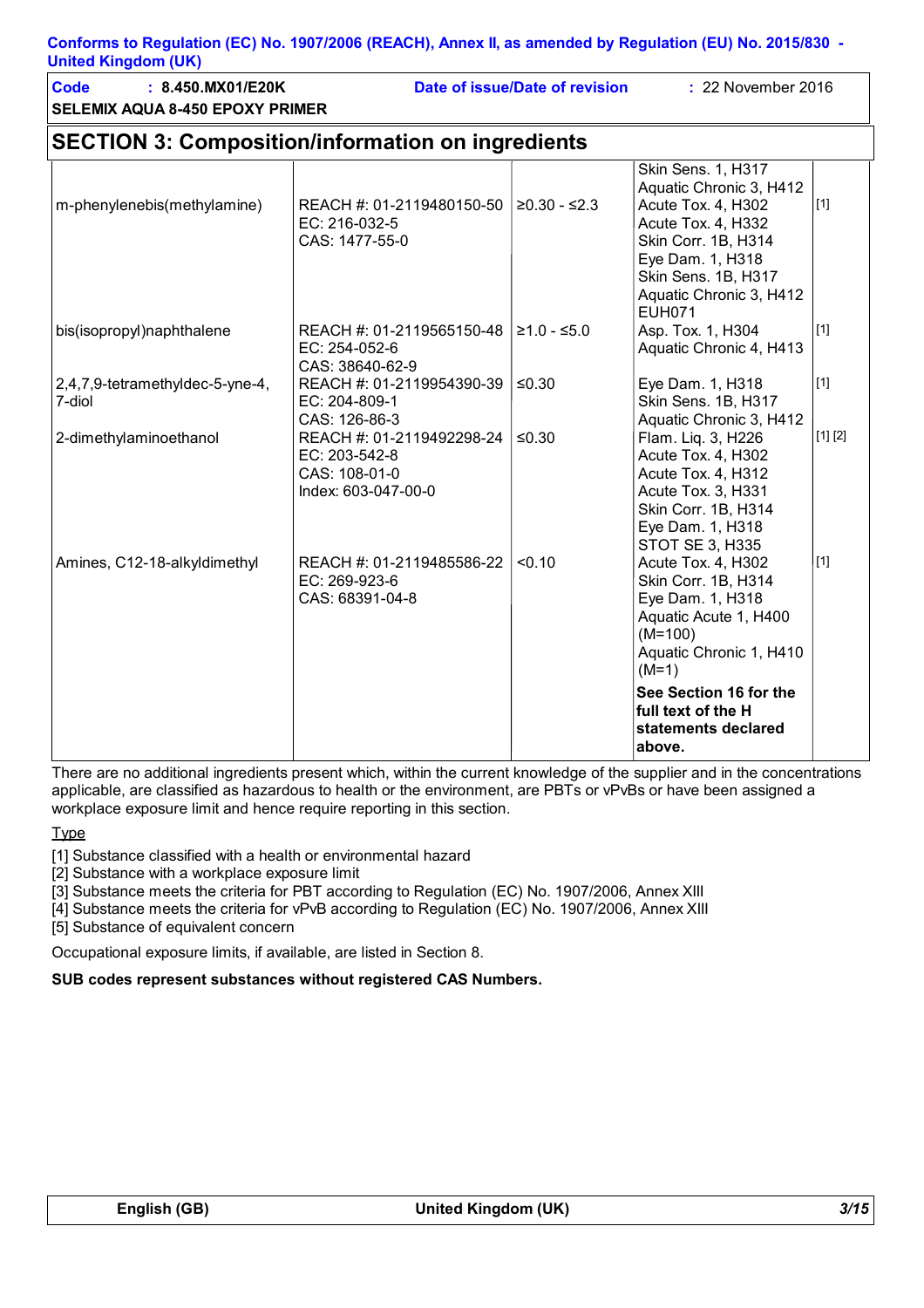Conforms to Regulation (EC) No. 1907/2006 (REACH), Annex II, as amended by Regulation (EU) No. 2015/830 - United Kingdom (UK)

| **Code** : 8.450.MX01/E20K | **Date of issue/Date of revision** : 22 November 2016 |
|---|---|
| **SELEMIX AQUA 8-450 EPOXY PRIMER** | |

## SECTION 3: Composition/information on ingredients

| | | | | |
|---|---|---|---|---|
| | | | Skin Sens. 1, H317<br>Aquatic Chronic 3, H412 | |
| m-phenylenebis(methylamine) | REACH #: 01-2119480150-50<br>EC: 216-032-5<br>CAS: 1477-55-0 | ≥0.30 - ≤2.3 | Acute Tox. 4, H302<br>Acute Tox. 4, H332<br>Skin Corr. 1B, H314<br>Eye Dam. 1, H318<br>Skin Sens. 1B, H317<br>Aquatic Chronic 3, H412<br>EUH071 | [1] |
| bis(isopropyl)naphthalene | REACH #: 01-2119565150-48<br>EC: 254-052-6<br>CAS: 38640-62-9 | ≥1.0 - ≤5.0 | Asp. Tox. 1, H304<br>Aquatic Chronic 4, H413 | [1] |
| 2,4,7,9-tetramethyldec-5-yne-4,7-diol | REACH #: 01-2119954390-39<br>EC: 204-809-1<br>CAS: 126-86-3 | ≤0.30 | Eye Dam. 1, H318<br>Skin Sens. 1B, H317<br>Aquatic Chronic 3, H412 | [1] |
| 2-dimethylaminoethanol | REACH #: 01-2119492298-24<br>EC: 203-542-8<br>CAS: 108-01-0<br>Index: 603-047-00-0 | ≤0.30 | Flam. Liq. 3, H226<br>Acute Tox. 4, H302<br>Acute Tox. 4, H312<br>Acute Tox. 3, H331<br>Skin Corr. 1B, H314<br>Eye Dam. 1, H318<br>STOT SE 3, H335 | [1] [2] |
| Amines, C12-18-alkyldimethyl | REACH #: 01-2119485586-22<br>EC: 269-923-6<br>CAS: 68391-04-8 | <0.10 | Acute Tox. 4, H302<br>Skin Corr. 1B, H314<br>Eye Dam. 1, H318<br>Aquatic Acute 1, H400 (M=100)<br>Aquatic Chronic 1, H410 (M=1) | [1] |
| | | | **See Section 16 for the full text of the H statements declared above.** | |

There are no additional ingredients present which, within the current knowledge of the supplier and in the concentrations applicable, are classified as hazardous to health or the environment, are PBTs or vPvBs or have been assigned a workplace exposure limit and hence require reporting in this section.

Type

[1] Substance classified with a health or environmental hazard
[2] Substance with a workplace exposure limit
[3] Substance meets the criteria for PBT according to Regulation (EC) No. 1907/2006, Annex XIII
[4] Substance meets the criteria for vPvB according to Regulation (EC) No. 1907/2006, Annex XIII
[5] Substance of equivalent concern

Occupational exposure limits, if available, are listed in Section 8.

**SUB codes represent substances without registered CAS Numbers.**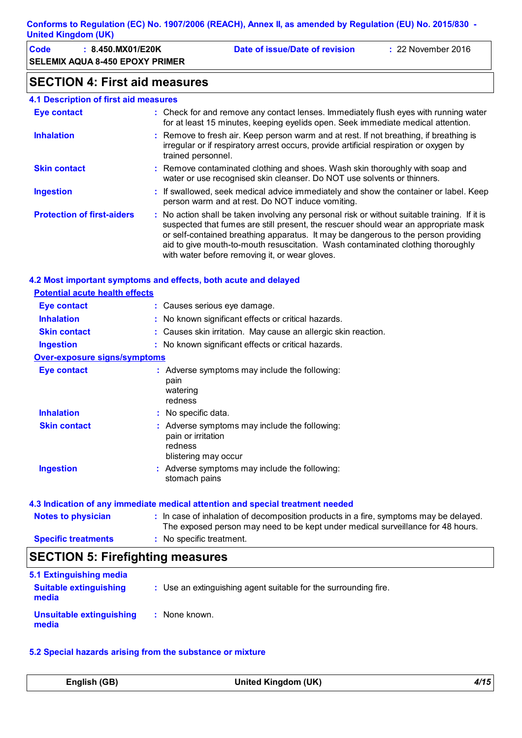## SECTION 4: First aid measures

### 4.1 Description of first aid measures

| | |
|---|---|
| **Eye contact** | Check for and remove any contact lenses. Immediately flush eyes with running water for at least 15 minutes, keeping eyelids open. Seek immediate medical attention. |
| **Inhalation** | Remove to fresh air. Keep person warm and at rest. If not breathing, if breathing is irregular or if respiratory arrest occurs, provide artificial respiration or oxygen by trained personnel. |
| **Skin contact** | Remove contaminated clothing and shoes. Wash skin thoroughly with soap and water or use recognised skin cleanser. Do NOT use solvents or thinners. |
| **Ingestion** | If swallowed, seek medical advice immediately and show the container or label. Keep person warm and at rest. Do NOT induce vomiting. |
| **Protection of first-aiders** | No action shall be taken involving any personal risk or without suitable training. If it is suspected that fumes are still present, the rescuer should wear an appropriate mask or self-contained breathing apparatus. It may be dangerous to the person providing aid to give mouth-to-mouth resuscitation. Wash contaminated clothing thoroughly with water before removing it, or wear gloves. |

### 4.2 Most important symptoms and effects, both acute and delayed

**Potential acute health effects**

| | |
|---|---|
| **Eye contact** | Causes serious eye damage. |
| **Inhalation** | No known significant effects or critical hazards. |
| **Skin contact** | Causes skin irritation. May cause an allergic skin reaction. |
| **Ingestion** | No known significant effects or critical hazards. |

**Over-exposure signs/symptoms**

| | |
|---|---|
| **Eye contact** | Adverse symptoms may include the following:<br>pain<br>watering<br>redness |
| **Inhalation** | No specific data. |
| **Skin contact** | Adverse symptoms may include the following:<br>pain or irritation<br>redness<br>blistering may occur |
| **Ingestion** | Adverse symptoms may include the following:<br>stomach pains |

### 4.3 Indication of any immediate medical attention and special treatment needed

| | |
|---|---|
| **Notes to physician** | In case of inhalation of decomposition products in a fire, symptoms may be delayed. The exposed person may need to be kept under medical surveillance for 48 hours. |
| **Specific treatments** | No specific treatment. |

## SECTION 5: Firefighting measures

### 5.1 Extinguishing media

| | |
|---|---|
| **Suitable extinguishing media** | Use an extinguishing agent suitable for the surrounding fire. |
| **Unsuitable extinguishing media** | None known. |

### 5.2 Special hazards arising from the substance or mixture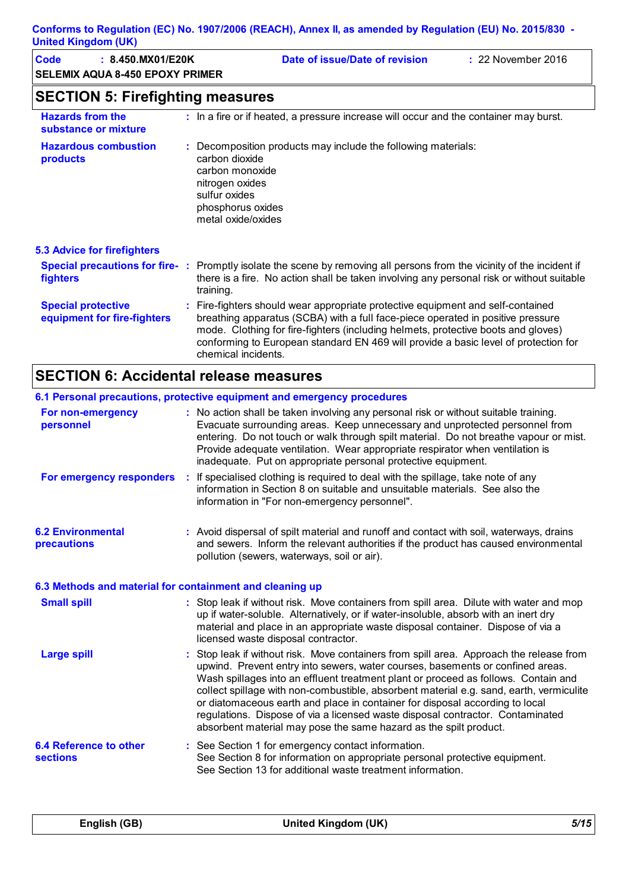## SECTION 5: Firefighting measures

**Hazards from the substance or mixture** : In a fire or if heated, a pressure increase will occur and the container may burst.

**Hazardous combustion products** : Decomposition products may include the following materials:
carbon dioxide
carbon monoxide
nitrogen oxides
sulfur oxides
phosphorus oxides
metal oxide/oxides

### 5.3 Advice for firefighters

**Special precautions for fire-fighters** : Promptly isolate the scene by removing all persons from the vicinity of the incident if there is a fire. No action shall be taken involving any personal risk or without suitable training.

**Special protective equipment for fire-fighters** : Fire-fighters should wear appropriate protective equipment and self-contained breathing apparatus (SCBA) with a full face-piece operated in positive pressure mode. Clothing for fire-fighters (including helmets, protective boots and gloves) conforming to European standard EN 469 will provide a basic level of protection for chemical incidents.

## SECTION 6: Accidental release measures

### 6.1 Personal precautions, protective equipment and emergency procedures

**For non-emergency personnel** : No action shall be taken involving any personal risk or without suitable training. Evacuate surrounding areas. Keep unnecessary and unprotected personnel from entering. Do not touch or walk through spilt material. Do not breathe vapour or mist. Provide adequate ventilation. Wear appropriate respirator when ventilation is inadequate. Put on appropriate personal protective equipment.

**For emergency responders** : If specialised clothing is required to deal with the spillage, take note of any information in Section 8 on suitable and unsuitable materials. See also the information in "For non-emergency personnel".

### 6.2 Environmental precautions

: Avoid dispersal of spilt material and runoff and contact with soil, waterways, drains and sewers. Inform the relevant authorities if the product has caused environmental pollution (sewers, waterways, soil or air).

### 6.3 Methods and material for containment and cleaning up

**Small spill** : Stop leak if without risk. Move containers from spill area. Dilute with water and mop up if water-soluble. Alternatively, or if water-insoluble, absorb with an inert dry material and place in an appropriate waste disposal container. Dispose of via a licensed waste disposal contractor.

**Large spill** : Stop leak if without risk. Move containers from spill area. Approach the release from upwind. Prevent entry into sewers, water courses, basements or confined areas. Wash spillages into an effluent treatment plant or proceed as follows. Contain and collect spillage with non-combustible, absorbent material e.g. sand, earth, vermiculite or diatomaceous earth and place in container for disposal according to local regulations. Dispose of via a licensed waste disposal contractor. Contaminated absorbent material may pose the same hazard as the spilt product.

### 6.4 Reference to other sections

: See Section 1 for emergency contact information.
See Section 8 for information on appropriate personal protective equipment.
See Section 13 for additional waste treatment information.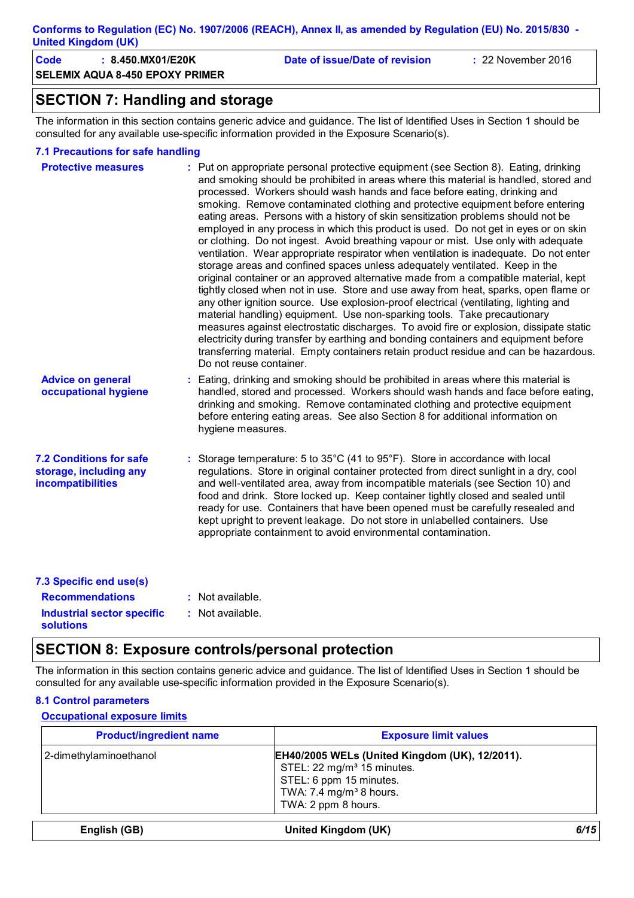## SECTION 7: Handling and storage

The information in this section contains generic advice and guidance. The list of Identified Uses in Section 1 should be consulted for any available use-specific information provided in the Exposure Scenario(s).

### 7.1 Precautions for safe handling

**Protective measures** : Put on appropriate personal protective equipment (see Section 8). Eating, drinking and smoking should be prohibited in areas where this material is handled, stored and processed. Workers should wash hands and face before eating, drinking and smoking. Remove contaminated clothing and protective equipment before entering eating areas. Persons with a history of skin sensitization problems should not be employed in any process in which this product is used. Do not get in eyes or on skin or clothing. Do not ingest. Avoid breathing vapour or mist. Use only with adequate ventilation. Wear appropriate respirator when ventilation is inadequate. Do not enter storage areas and confined spaces unless adequately ventilated. Keep in the original container or an approved alternative made from a compatible material, kept tightly closed when not in use. Store and use away from heat, sparks, open flame or any other ignition source. Use explosion-proof electrical (ventilating, lighting and material handling) equipment. Use non-sparking tools. Take precautionary measures against electrostatic discharges. To avoid fire or explosion, dissipate static electricity during transfer by earthing and bonding containers and equipment before transferring material. Empty containers retain product residue and can be hazardous. Do not reuse container.

**Advice on general occupational hygiene** : Eating, drinking and smoking should be prohibited in areas where this material is handled, stored and processed. Workers should wash hands and face before eating, drinking and smoking. Remove contaminated clothing and protective equipment before entering eating areas. See also Section 8 for additional information on hygiene measures.

### 7.2 Conditions for safe storage, including any incompatibilities

: Storage temperature: 5 to 35°C (41 to 95°F). Store in accordance with local regulations. Store in original container protected from direct sunlight in a dry, cool and well-ventilated area, away from incompatible materials (see Section 10) and food and drink. Store locked up. Keep container tightly closed and sealed until ready for use. Containers that have been opened must be carefully resealed and kept upright to prevent leakage. Do not store in unlabelled containers. Use appropriate containment to avoid environmental contamination.

### 7.3 Specific end use(s)

**Recommendations** : Not available.

**Industrial sector specific solutions** : Not available.

## SECTION 8: Exposure controls/personal protection

The information in this section contains generic advice and guidance. The list of Identified Uses in Section 1 should be consulted for any available use-specific information provided in the Exposure Scenario(s).

### 8.1 Control parameters

**Occupational exposure limits**

| Product/ingredient name | Exposure limit values |
|---|---|
| 2-dimethylaminoethanol | **EH40/2005 WELs (United Kingdom (UK), 12/2011).**<br>STEL: 22 mg/m³ 15 minutes.<br>STEL: 6 ppm 15 minutes.<br>TWA: 7.4 mg/m³ 8 hours.<br>TWA: 2 ppm 8 hours. |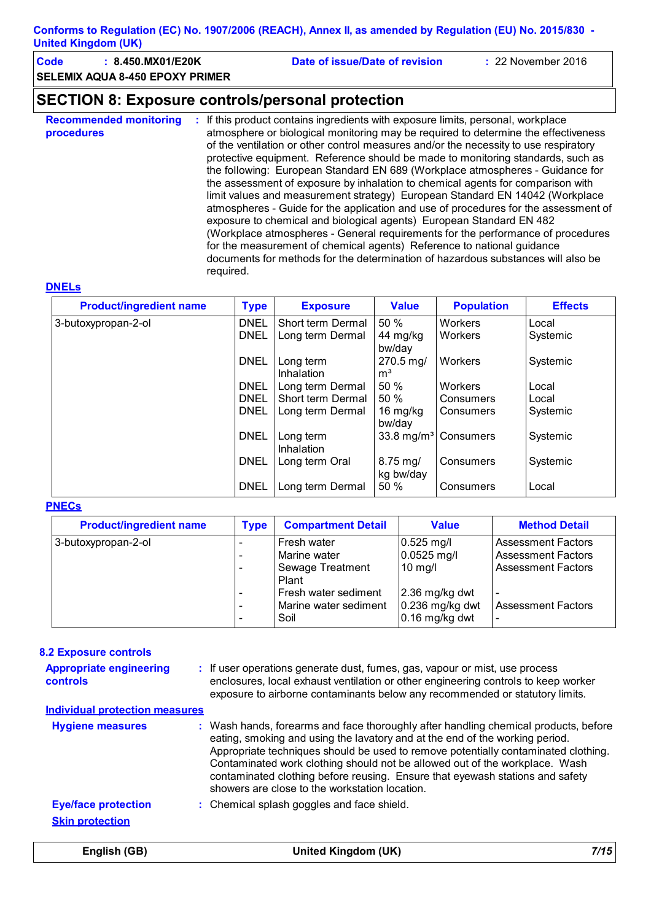## SECTION 8: Exposure controls/personal protection

**Recommended monitoring procedures** : If this product contains ingredients with exposure limits, personal, workplace atmosphere or biological monitoring may be required to determine the effectiveness of the ventilation or other control measures and/or the necessity to use respiratory protective equipment. Reference should be made to monitoring standards, such as the following: European Standard EN 689 (Workplace atmospheres - Guidance for the assessment of exposure by inhalation to chemical agents for comparison with limit values and measurement strategy) European Standard EN 14042 (Workplace atmospheres - Guide for the application and use of procedures for the assessment of exposure to chemical and biological agents) European Standard EN 482 (Workplace atmospheres - General requirements for the performance of procedures for the measurement of chemical agents) Reference to national guidance documents for methods for the determination of hazardous substances will also be required.

### DNELs

| Product/ingredient name | Type | Exposure | Value | Population | Effects |
|---|---|---|---|---|---|
| 3-butoxypropan-2-ol | DNEL | Short term Dermal | 50 % | Workers | Local |
| | DNEL | Long term Dermal | 44 mg/kg bw/day | Workers | Systemic |
| | DNEL | Long term Inhalation | 270.5 mg/$m^3$ | Workers | Systemic |
| | DNEL | Long term Dermal | 50 % | Workers | Local |
| | DNEL | Short term Dermal | 50 % | Consumers | Local |
| | DNEL | Long term Dermal | 16 mg/kg bw/day | Consumers | Systemic |
| | DNEL | Long term Inhalation | 33.8 mg/$m^3$ | Consumers | Systemic |
| | DNEL | Long term Oral | 8.75 mg/kg bw/day | Consumers | Systemic |
| | DNEL | Long term Dermal | 50 % | Consumers | Local |

### PNECs

| Product/ingredient name | Type | Compartment Detail | Value | Method Detail |
|---|---|---|---|---|
| 3-butoxypropan-2-ol | - | Fresh water | 0.525 mg/l | Assessment Factors |
| | - | Marine water | 0.0525 mg/l | Assessment Factors |
| | - | Sewage Treatment Plant | 10 mg/l | Assessment Factors |
| | - | Fresh water sediment | 2.36 mg/kg dwt | - |
| | - | Marine water sediment | 0.236 mg/kg dwt | Assessment Factors |
| | - | Soil | 0.16 mg/kg dwt | - |

### 8.2 Exposure controls

**Appropriate engineering controls** : If user operations generate dust, fumes, gas, vapour or mist, use process enclosures, local exhaust ventilation or other engineering controls to keep worker exposure to airborne contaminants below any recommended or statutory limits.

**Individual protection measures**

**Hygiene measures** : Wash hands, forearms and face thoroughly after handling chemical products, before eating, smoking and using the lavatory and at the end of the working period. Appropriate techniques should be used to remove potentially contaminated clothing. Contaminated work clothing should not be allowed out of the workplace. Wash contaminated clothing before reusing. Ensure that eyewash stations and safety showers are close to the workstation location.

**Eye/face protection** : Chemical splash goggles and face shield.

**Skin protection**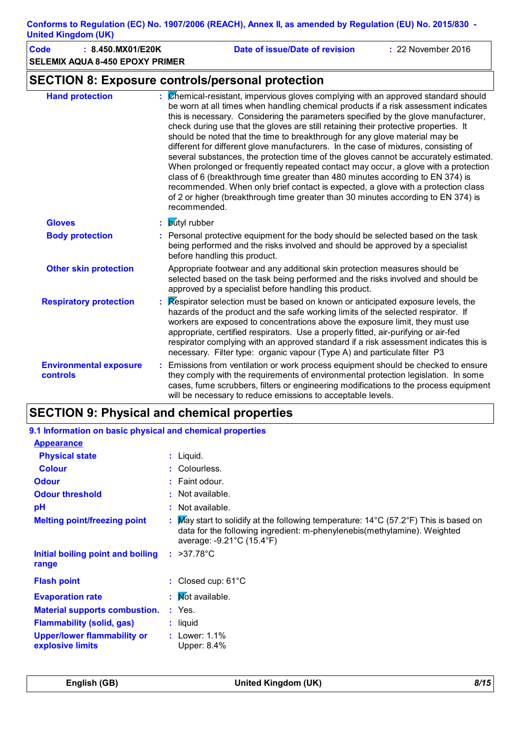## SECTION 8: Exposure controls/personal protection

**Hand protection** : Chemical-resistant, impervious gloves complying with an approved standard should be worn at all times when handling chemical products if a risk assessment indicates this is necessary. Considering the parameters specified by the glove manufacturer, check during use that the gloves are still retaining their protective properties. It should be noted that the time to breakthrough for any glove material may be different for different glove manufacturers. In the case of mixtures, consisting of several substances, the protection time of the gloves cannot be accurately estimated. When prolonged or frequently repeated contact may occur, a glove with a protection class of 6 (breakthrough time greater than 480 minutes according to EN 374) is recommended. When only brief contact is expected, a glove with a protection class of 2 or higher (breakthrough time greater than 30 minutes according to EN 374) is recommended.

**Gloves** : butyl rubber

**Body protection** : Personal protective equipment for the body should be selected based on the task being performed and the risks involved and should be approved by a specialist before handling this product.

**Other skin protection** : Appropriate footwear and any additional skin protection measures should be selected based on the task being performed and the risks involved and should be approved by a specialist before handling this product.

**Respiratory protection** : Respirator selection must be based on known or anticipated exposure levels, the hazards of the product and the safe working limits of the selected respirator. If workers are exposed to concentrations above the exposure limit, they must use appropriate, certified respirators. Use a properly fitted, air-purifying or air-fed respirator complying with an approved standard if a risk assessment indicates this is necessary. Filter type: organic vapour (Type A) and particulate filter P3

**Environmental exposure controls** : Emissions from ventilation or work process equipment should be checked to ensure they comply with the requirements of environmental protection legislation. In some cases, fume scrubbers, filters or engineering modifications to the process equipment will be necessary to reduce emissions to acceptable levels.

## SECTION 9: Physical and chemical properties

### 9.1 Information on basic physical and chemical properties

**Appearance**

**Physical state** : Liquid.

**Colour** : Colourless.

**Odour** : Faint odour.

**Odour threshold** : Not available.

**pH** : Not available.

**Melting point/freezing point** : May start to solidify at the following temperature: 14°C (57.2°F) This is based on data for the following ingredient: m-phenylenebis(methylamine). Weighted average: -9.21°C (15.4°F)

**Initial boiling point and boiling range** : >37.78°C

**Flash point** : Closed cup: 61°C

**Evaporation rate** : Not available.

**Material supports combustion.** : Yes.

**Flammability (solid, gas)** : liquid

**Upper/lower flammability or explosive limits** : Lower: 1.1%
Upper: 8.4%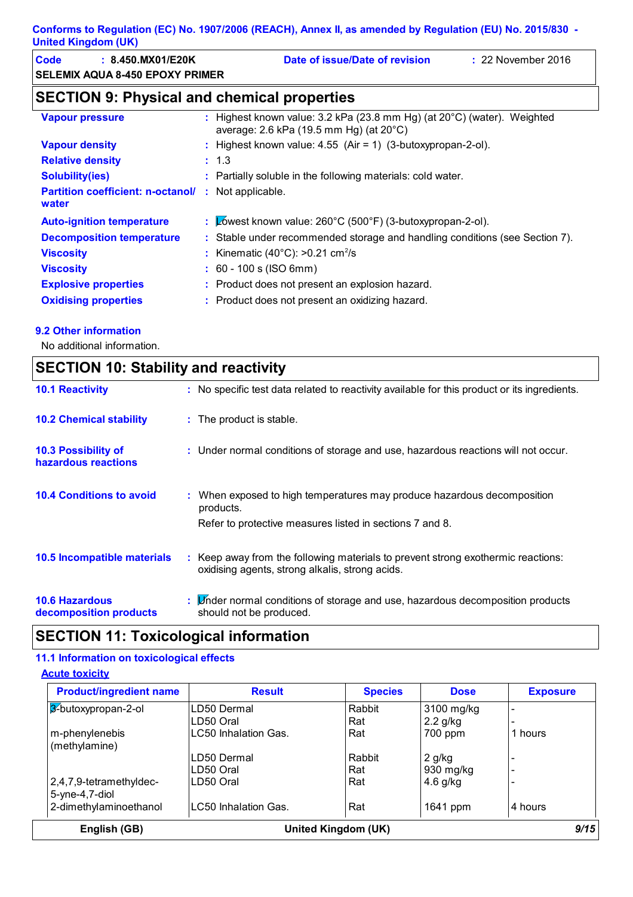## SECTION 9: Physical and chemical properties

| | | |
|---|---|---|
| **Vapour pressure** | : | Highest known value: 3.2 kPa (23.8 mm Hg) (at 20°C) (water). Weighted average: 2.6 kPa (19.5 mm Hg) (at 20°C) |
| **Vapour density** | : | Highest known value: 4.55 (Air = 1) (3-butoxypropan-2-ol). |
| **Relative density** | : | 1.3 |
| **Solubility(ies)** | : | Partially soluble in the following materials: cold water. |
| **Partition coefficient: n-octanol/ water** | : | Not applicable. |
| **Auto-ignition temperature** | : | Lowest known value: 260°C (500°F) (3-butoxypropan-2-ol). |
| **Decomposition temperature** | : | Stable under recommended storage and handling conditions (see Section 7). |
| **Viscosity** | : | Kinematic (40°C): >0.21 $cm^2/s$ |
| **Viscosity** | : | 60 - 100 s (ISO 6mm) |
| **Explosive properties** | : | Product does not present an explosion hazard. |
| **Oxidising properties** | : | Product does not present an oxidizing hazard. |

### 9.2 Other information

No additional information.

## SECTION 10: Stability and reactivity

**10.1 Reactivity** : No specific test data related to reactivity available for this product or its ingredients.

**10.2 Chemical stability** : The product is stable.

**10.3 Possibility of hazardous reactions** : Under normal conditions of storage and use, hazardous reactions will not occur.

**10.4 Conditions to avoid** : When exposed to high temperatures may produce hazardous decomposition products.

Refer to protective measures listed in sections 7 and 8.

**10.5 Incompatible materials** : Keep away from the following materials to prevent strong exothermic reactions: oxidising agents, strong alkalis, strong acids.

**10.6 Hazardous decomposition products** : Under normal conditions of storage and use, hazardous decomposition products should not be produced.

## SECTION 11: Toxicological information

### 11.1 Information on toxicological effects

**Acute toxicity**

| Product/ingredient name | Result | Species | Dose | Exposure |
|---|---|---|---|---|
| 3-butoxypropan-2-ol | LD50 Dermal | Rabbit | 3100 mg/kg | - |
| | LD50 Oral | Rat | 2.2 g/kg | - |
| m-phenylenebis (methylamine) | LC50 Inhalation Gas. | Rat | 700 ppm | 1 hours |
| | LD50 Dermal | Rabbit | 2 g/kg | - |
| | LD50 Oral | Rat | 930 mg/kg | - |
| 2,4,7,9-tetramethyldec-5-yne-4,7-diol | LD50 Oral | Rat | 4.6 g/kg | - |
| 2-dimethylaminoethanol | LC50 Inhalation Gas. | Rat | 1641 ppm | 4 hours |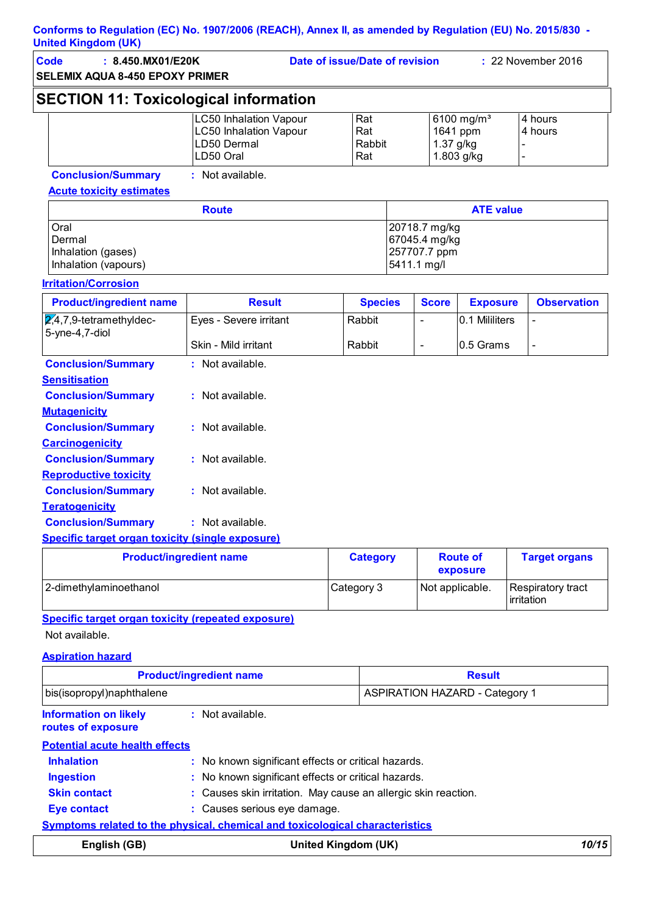Conforms to Regulation (EC) No. 1907/2006 (REACH), Annex II, as amended by Regulation (EU) No. 2015/830 - United Kingdom (UK)

| Code : 8.450.MX01/E20K | Date of issue/Date of revision : 22 November 2016 |
|---|---|
| SELEMIX AQUA 8-450 EPOXY PRIMER | |

## SECTION 11: Toxicological information

| | | | | |
|---|---|---|---|---|
| | LC50 Inhalation Vapour | Rat | 6100 mg/m³ | 4 hours |
| | LC50 Inhalation Vapour | Rat | 1641 ppm | 4 hours |
| | LD50 Dermal | Rabbit | 1.37 g/kg | - |
| | LD50 Oral | Rat | 1.803 g/kg | - |

**Conclusion/Summary** : Not available.

**Acute toxicity estimates**

| Route | ATE value |
|---|---|
| Oral | 20718.7 mg/kg |
| Dermal | 67045.4 mg/kg |
| Inhalation (gases) | 257707.7 ppm |
| Inhalation (vapours) | 5411.1 mg/l |

**Irritation/Corrosion**

| Product/ingredient name | Result | Species | Score | Exposure | Observation |
|---|---|---|---|---|---|
| 2,4,7,9-tetramethyldec-5-yne-4,7-diol | Eyes - Severe irritant | Rabbit | - | 0.1 Mililiters | - |
| | Skin - Mild irritant | Rabbit | - | 0.5 Grams | - |

**Conclusion/Summary** : Not available.

**Sensitisation**

**Conclusion/Summary** : Not available.

**Mutagenicity**

**Conclusion/Summary** : Not available.

**Carcinogenicity**

**Conclusion/Summary** : Not available.

**Reproductive toxicity**

**Conclusion/Summary** : Not available.

**Teratogenicity**

**Conclusion/Summary** : Not available.

**Specific target organ toxicity (single exposure)**

| Product/ingredient name | Category | Route of exposure | Target organs |
|---|---|---|---|
| 2-dimethylaminoethanol | Category 3 | Not applicable. | Respiratory tract irritation |

**Specific target organ toxicity (repeated exposure)**

Not available.

**Aspiration hazard**

| Product/ingredient name | Result |
|---|---|
| bis(isopropyl)naphthalene | ASPIRATION HAZARD - Category 1 |

**Information on likely routes of exposure** : Not available.

**Potential acute health effects**

**Inhalation** : No known significant effects or critical hazards.

**Ingestion** : No known significant effects or critical hazards.

**Skin contact** : Causes skin irritation. May cause an allergic skin reaction.

**Eye contact** : Causes serious eye damage.

**Symptoms related to the physical, chemical and toxicological characteristics**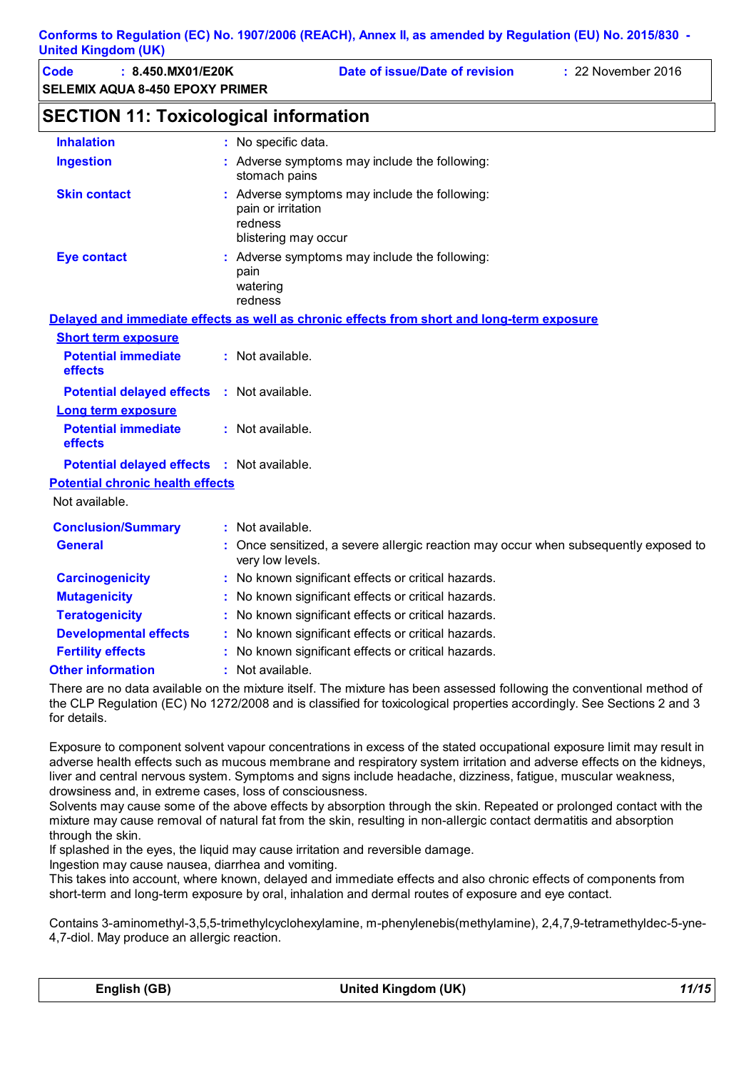## SECTION 11: Toxicological information

**Inhalation** : No specific data.

**Ingestion** : Adverse symptoms may include the following:
stomach pains

**Skin contact** : Adverse symptoms may include the following:
pain or irritation
redness
blistering may occur

**Eye contact** : Adverse symptoms may include the following:
pain
watering
redness

**Delayed and immediate effects as well as chronic effects from short and long-term exposure**

**Short term exposure**

**Potential immediate effects** : Not available.

**Potential delayed effects** : Not available.

**Long term exposure**

**Potential immediate effects** : Not available.

**Potential delayed effects** : Not available.

**Potential chronic health effects**

Not available.

**Conclusion/Summary** : Not available.

**General** : Once sensitized, a severe allergic reaction may occur when subsequently exposed to very low levels.

**Carcinogenicity** : No known significant effects or critical hazards.

**Mutagenicity** : No known significant effects or critical hazards.

**Teratogenicity** : No known significant effects or critical hazards.

**Developmental effects** : No known significant effects or critical hazards.

**Fertility effects** : No known significant effects or critical hazards.

**Other information** : Not available.

There are no data available on the mixture itself. The mixture has been assessed following the conventional method of the CLP Regulation (EC) No 1272/2008 and is classified for toxicological properties accordingly. See Sections 2 and 3 for details.

Exposure to component solvent vapour concentrations in excess of the stated occupational exposure limit may result in adverse health effects such as mucous membrane and respiratory system irritation and adverse effects on the kidneys, liver and central nervous system. Symptoms and signs include headache, dizziness, fatigue, muscular weakness, drowsiness and, in extreme cases, loss of consciousness.
Solvents may cause some of the above effects by absorption through the skin. Repeated or prolonged contact with the mixture may cause removal of natural fat from the skin, resulting in non-allergic contact dermatitis and absorption through the skin.
If splashed in the eyes, the liquid may cause irritation and reversible damage.
Ingestion may cause nausea, diarrhea and vomiting.
This takes into account, where known, delayed and immediate effects and also chronic effects of components from short-term and long-term exposure by oral, inhalation and dermal routes of exposure and eye contact.

Contains 3-aminomethyl-3,5,5-trimethylcyclohexylamine, m-phenylenebis(methylamine), 2,4,7,9-tetramethyldec-5-yne-4,7-diol. May produce an allergic reaction.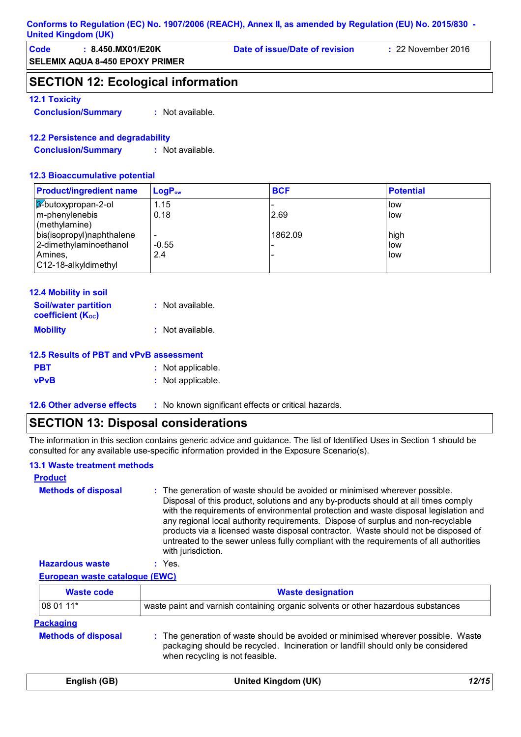Conforms to Regulation (EC) No. 1907/2006 (REACH), Annex II, as amended by Regulation (EU) No. 2015/830 - United Kingdom (UK)

**Code** : 8.450.MX01/E20K **Date of issue/Date of revision** : 22 November 2016

**SELEMIX AQUA 8-450 EPOXY PRIMER**

## SECTION 12: Ecological information

### 12.1 Toxicity

**Conclusion/Summary** : Not available.

### 12.2 Persistence and degradability

**Conclusion/Summary** : Not available.

### 12.3 Bioaccumulative potential

| Product/ingredient name | $LogP_{ow}$ | BCF | Potential |
|---|---|---|---|
| 3-butoxypropan-2-ol | 1.15 | - | low |
| m-phenylenebis (methylamine) | 0.18 | 2.69 | low |
| bis(isopropyl)naphthalene | - | 1862.09 | high |
| 2-dimethylaminoethanol | -0.55 | - | low |
| Amines, C12-18-alkyldimethyl | 2.4 | - | low |

### 12.4 Mobility in soil

**Soil/water partition coefficient ($K_{OC}$)** : Not available.

**Mobility** : Not available.

### 12.5 Results of PBT and vPvB assessment

**PBT** : Not applicable.

**vPvB** : Not applicable.

### 12.6 Other adverse effects

: No known significant effects or critical hazards.

## SECTION 13: Disposal considerations

The information in this section contains generic advice and guidance. The list of Identified Uses in Section 1 should be consulted for any available use-specific information provided in the Exposure Scenario(s).

### 13.1 Waste treatment methods

**Product**

**Methods of disposal** : The generation of waste should be avoided or minimised wherever possible. Disposal of this product, solutions and any by-products should at all times comply with the requirements of environmental protection and waste disposal legislation and any regional local authority requirements. Dispose of surplus and non-recyclable products via a licensed waste disposal contractor. Waste should not be disposed of untreated to the sewer unless fully compliant with the requirements of all authorities with jurisdiction.

**Hazardous waste** : Yes.

**European waste catalogue (EWC)**

| Waste code | Waste designation |
|---|---|
| 08 01 11* | waste paint and varnish containing organic solvents or other hazardous substances |

**Packaging**

**Methods of disposal** : The generation of waste should be avoided or minimised wherever possible. Waste packaging should be recycled. Incineration or landfill should only be considered when recycling is not feasible.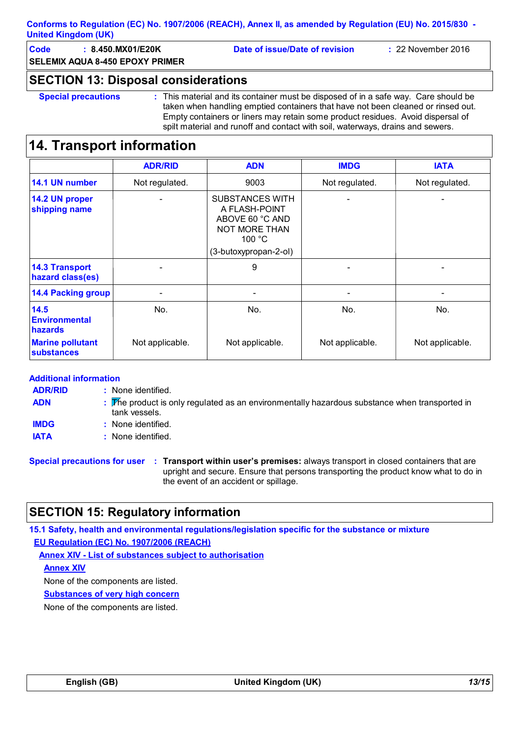**Conforms to Regulation (EC) No. 1907/2006 (REACH), Annex II, as amended by Regulation (EU) No. 2015/830 - United Kingdom (UK)**

**Code** : **8.450.MX01/E20K** | **Date of issue/Date of revision** : 22 November 2016

**SELEMIX AQUA 8-450 EPOXY PRIMER**

## SECTION 13: Disposal considerations

**Special precautions** : This material and its container must be disposed of in a safe way. Care should be taken when handling emptied containers that have not been cleaned or rinsed out. Empty containers or liners may retain some product residues. Avoid dispersal of spilt material and runoff and contact with soil, waterways, drains and sewers.

## 14. Transport information

| | ADR/RID | ADN | IMDG | IATA |
|---|---|---|---|---|
| **14.1 UN number** | Not regulated. | 9003 | Not regulated. | Not regulated. |
| **14.2 UN proper shipping name** | - | SUBSTANCES WITH A FLASH-POINT ABOVE 60 °C AND NOT MORE THAN 100 °C (3-butoxypropan-2-ol) | - | - |
| **14.3 Transport hazard class(es)** | - | 9 | - | - |
| **14.4 Packing group** | - | - | - | - |
| **14.5 Environmental hazards** | No. | No. | No. | No. |
| **Marine pollutant substances** | Not applicable. | Not applicable. | Not applicable. | Not applicable. |

**Additional information**

**ADR/RID** : None identified.

**ADN** : The product is only regulated as an environmentally hazardous substance when transported in tank vessels.

**IMDG** : None identified.

**IATA** : None identified.

**Special precautions for user** : **Transport within user's premises:** always transport in closed containers that are upright and secure. Ensure that persons transporting the product know what to do in the event of an accident or spillage.

## SECTION 15: Regulatory information

**15.1 Safety, health and environmental regulations/legislation specific for the substance or mixture**

**EU Regulation (EC) No. 1907/2006 (REACH)**

**Annex XIV - List of substances subject to authorisation**

**Annex XIV**

None of the components are listed.

**Substances of very high concern**

None of the components are listed.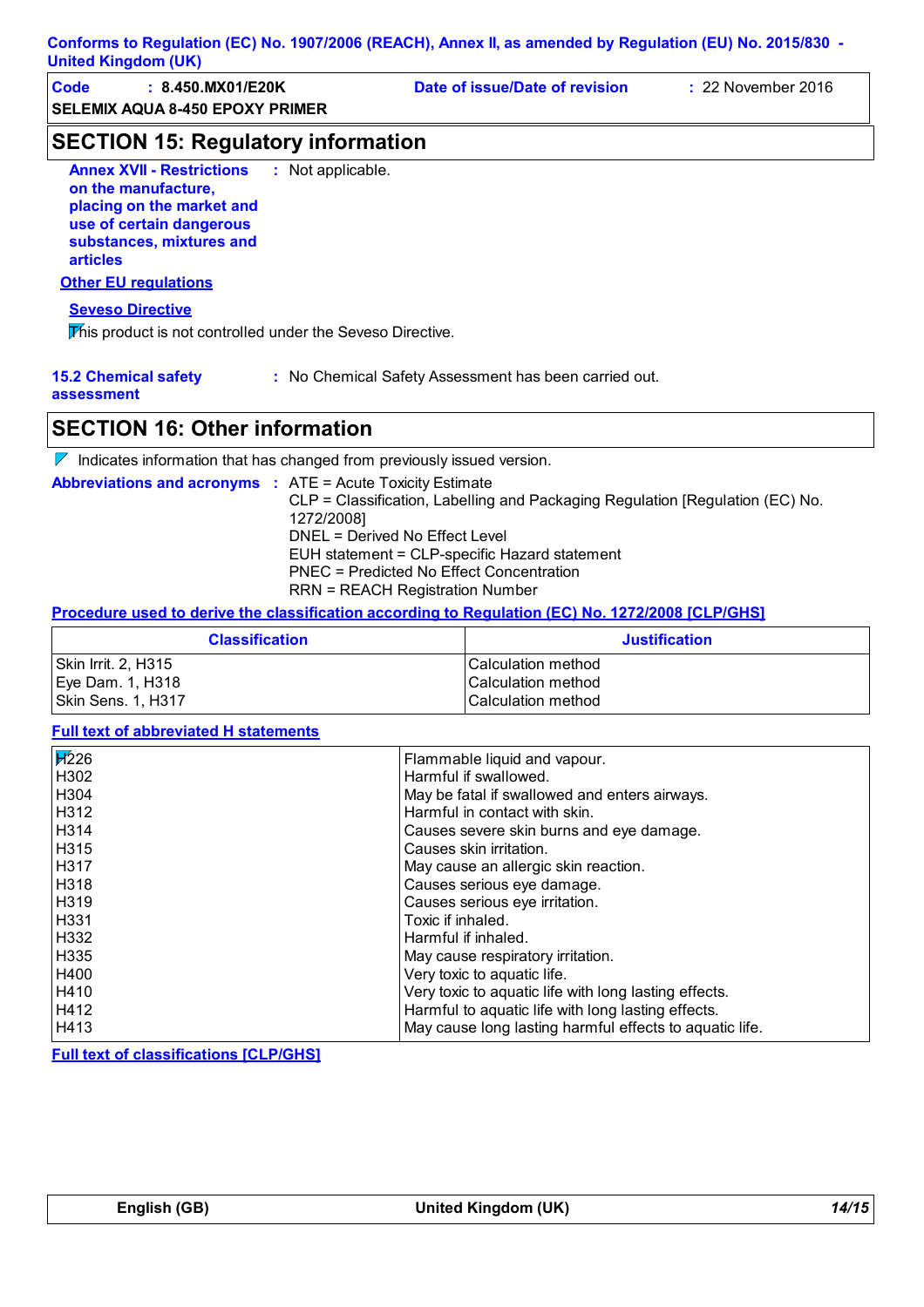## SECTION 15: Regulatory information

**Annex XVII - Restrictions on the manufacture, placing on the market and use of certain dangerous substances, mixtures and articles** : Not applicable.

**Other EU regulations**

**Seveso Directive**

This product is not controlled under the Seveso Directive.

**15.2 Chemical safety assessment** : No Chemical Safety Assessment has been carried out.

## SECTION 16: Other information

Indicates information that has changed from previously issued version.

**Abbreviations and acronyms** :
ATE = Acute Toxicity Estimate
CLP = Classification, Labelling and Packaging Regulation [Regulation (EC) No. 1272/2008]
DNEL = Derived No Effect Level
EUH statement = CLP-specific Hazard statement
PNEC = Predicted No Effect Concentration
RRN = REACH Registration Number

**Procedure used to derive the classification according to Regulation (EC) No. 1272/2008 [CLP/GHS]**

| Classification | Justification |
|---|---|
| Skin Irrit. 2, H315 | Calculation method |
| Eye Dam. 1, H318 | Calculation method |
| Skin Sens. 1, H317 | Calculation method |

**Full text of abbreviated H statements**

| | |
|---|---|
| H226 | Flammable liquid and vapour. |
| H302 | Harmful if swallowed. |
| H304 | May be fatal if swallowed and enters airways. |
| H312 | Harmful in contact with skin. |
| H314 | Causes severe skin burns and eye damage. |
| H315 | Causes skin irritation. |
| H317 | May cause an allergic skin reaction. |
| H318 | Causes serious eye damage. |
| H319 | Causes serious eye irritation. |
| H331 | Toxic if inhaled. |
| H332 | Harmful if inhaled. |
| H335 | May cause respiratory irritation. |
| H400 | Very toxic to aquatic life. |
| H410 | Very toxic to aquatic life with long lasting effects. |
| H412 | Harmful to aquatic life with long lasting effects. |
| H413 | May cause long lasting harmful effects to aquatic life. |

**Full text of classifications [CLP/GHS]**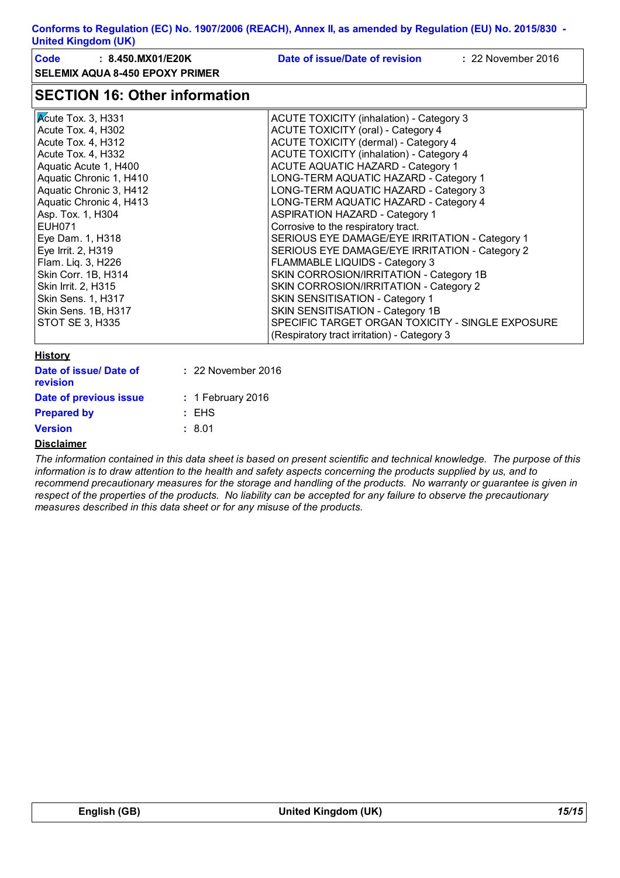## SECTION 16: Other information

| | |
|---|---|
| Acute Tox. 3, H331 | ACUTE TOXICITY (inhalation) - Category 3 |
| Acute Tox. 4, H302 | ACUTE TOXICITY (oral) - Category 4 |
| Acute Tox. 4, H312 | ACUTE TOXICITY (dermal) - Category 4 |
| Acute Tox. 4, H332 | ACUTE TOXICITY (inhalation) - Category 4 |
| Aquatic Acute 1, H400 | ACUTE AQUATIC HAZARD - Category 1 |
| Aquatic Chronic 1, H410 | LONG-TERM AQUATIC HAZARD - Category 1 |
| Aquatic Chronic 3, H412 | LONG-TERM AQUATIC HAZARD - Category 3 |
| Aquatic Chronic 4, H413 | LONG-TERM AQUATIC HAZARD - Category 4 |
| Asp. Tox. 1, H304 | ASPIRATION HAZARD - Category 1 |
| EUH071 | Corrosive to the respiratory tract. |
| Eye Dam. 1, H318 | SERIOUS EYE DAMAGE/EYE IRRITATION - Category 1 |
| Eye Irrit. 2, H319 | SERIOUS EYE DAMAGE/EYE IRRITATION - Category 2 |
| Flam. Liq. 3, H226 | FLAMMABLE LIQUIDS - Category 3 |
| Skin Corr. 1B, H314 | SKIN CORROSION/IRRITATION - Category 1B |
| Skin Irrit. 2, H315 | SKIN CORROSION/IRRITATION - Category 2 |
| Skin Sens. 1, H317 | SKIN SENSITISATION - Category 1 |
| Skin Sens. 1B, H317 | SKIN SENSITISATION - Category 1B |
| STOT SE 3, H335 | SPECIFIC TARGET ORGAN TOXICITY - SINGLE EXPOSURE (Respiratory tract irritation) - Category 3 |

**History**

**Date of issue/ Date of revision** : 22 November 2016

**Date of previous issue** : 1 February 2016

**Prepared by** : EHS

**Version** : 8.01

**Disclaimer**

*The information contained in this data sheet is based on present scientific and technical knowledge. The purpose of this information is to draw attention to the health and safety aspects concerning the products supplied by us, and to recommend precautionary measures for the storage and handling of the products. No warranty or guarantee is given in respect of the properties of the products. No liability can be accepted for any failure to observe the precautionary measures described in this data sheet or for any misuse of the products.*